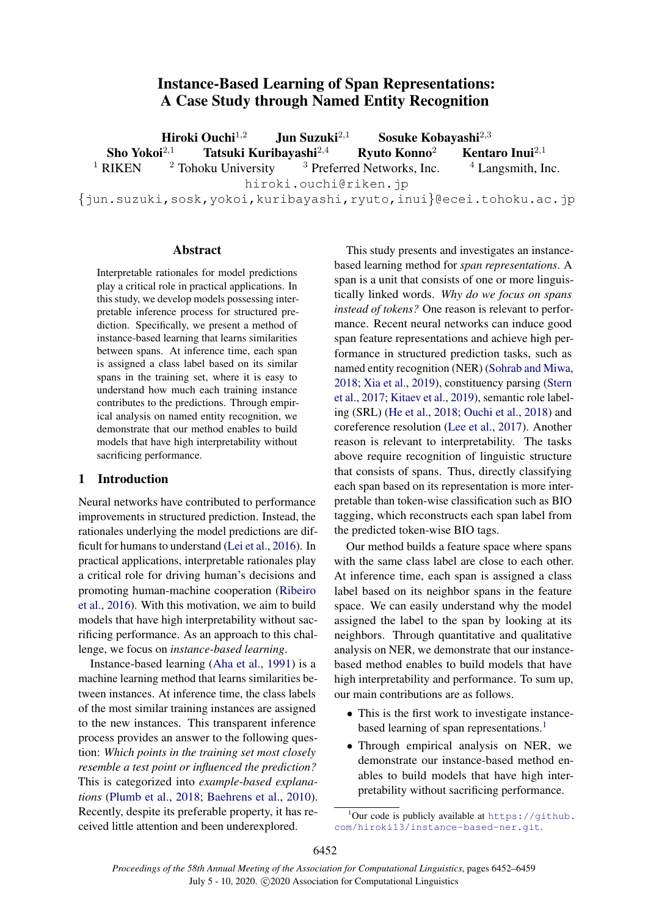# Instance-Based Learning of Span Representations: A Case Study through Named Entity Recognition

**Hiroki Ouchi**[1,2] **Jun Suzuki**[2,1] **Sosuke Kobayashi**[2,3] **Sho Yokoi**[2,1] **Tatsuki Kuribayashi**[2,4] **Ryuto Konno**[2] **Kentaro Inui**[2,1]

[1] RIKEN [2] Tohoku University [3] Preferred Networks, Inc. [4] Langsmith, Inc.

hiroki.ouchi@riken.jp

{jun.suzuki,sosk,yokoi,kuribayashi,ryuto,inui}@ecei.tohoku.ac.jp

## Abstract

Interpretable rationales for model predictions play a critical role in practical applications. In this study, we develop models possessing interpretable inference process for structured prediction. Specifically, we present a method of instance-based learning that learns similarities between spans. At inference time, each span is assigned a class label based on its similar spans in the training set, where it is easy to understand how much each training instance contributes to the predictions. Through empirical analysis on named entity recognition, we demonstrate that our method enables to build models that have high interpretability without sacrificing performance.

## 1 Introduction

Neural networks have contributed to performance improvements in structured prediction. Instead, the rationales underlying the model predictions are difficult for humans to understand (Lei et al., 2016). In practical applications, interpretable rationales play a critical role for driving human's decisions and promoting human-machine cooperation (Ribeiro et al., 2016). With this motivation, we aim to build models that have high interpretability without sacrificing performance. As an approach to this challenge, we focus on *instance-based learning*.

Instance-based learning (Aha et al., 1991) is a machine learning method that learns similarities between instances. At inference time, the class labels of the most similar training instances are assigned to the new instances. This transparent inference process provides an answer to the following question: *Which points in the training set most closely resemble a test point or influenced the prediction?* This is categorized into *example-based explanations* (Plumb et al., 2018; Baehrens et al., 2010). Recently, despite its preferable property, it has received little attention and been underexplored.

This study presents and investigates an instance-based learning method for *span representations*. A span is a unit that consists of one or more linguistically linked words. *Why do we focus on spans instead of tokens?* One reason is relevant to performance. Recent neural networks can induce good span feature representations and achieve high performance in structured prediction tasks, such as named entity recognition (NER) (Sohrab and Miwa, 2018; Xia et al., 2019), constituency parsing (Stern et al., 2017; Kitaev et al., 2019), semantic role labeling (SRL) (He et al., 2018; Ouchi et al., 2018) and coreference resolution (Lee et al., 2017). Another reason is relevant to interpretability. The tasks above require recognition of linguistic structure that consists of spans. Thus, directly classifying each span based on its representation is more interpretable than token-wise classification such as BIO tagging, which reconstructs each span label from the predicted token-wise BIO tags.

Our method builds a feature space where spans with the same class label are close to each other. At inference time, each span is assigned a class label based on its neighbor spans in the feature space. We can easily understand why the model assigned the label to the span by looking at its neighbors. Through quantitative and qualitative analysis on NER, we demonstrate that our instance-based method enables to build models that have high interpretability and performance. To sum up, our main contributions are as follows.

- This is the first work to investigate instance-based learning of span representations.[1]
- Through empirical analysis on NER, we demonstrate our instance-based method enables to build models that have high interpretability without sacrificing performance.

[1] Our code is publicly available at https://github.com/hiroki13/instance-based-ner.git.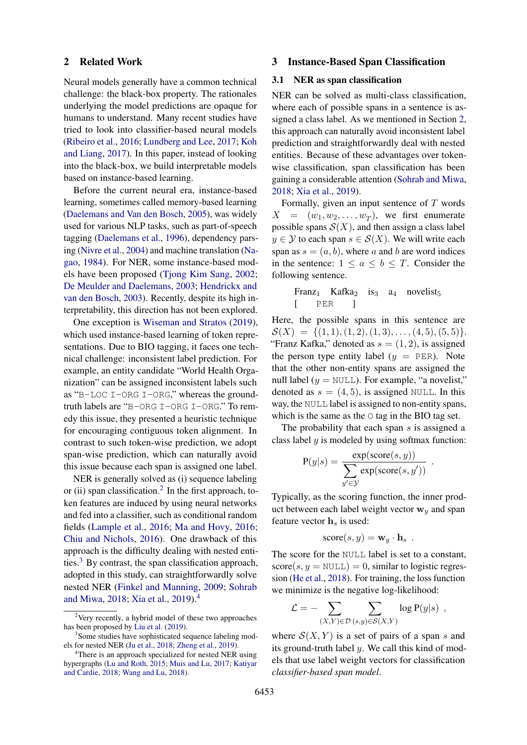## 2 Related Work

Neural models generally have a common technical challenge: the black-box property. The rationales underlying the model predictions are opaque for humans to understand. Many recent studies have tried to look into classifier-based neural models (Ribeiro et al., 2016; Lundberg and Lee, 2017; Koh and Liang, 2017). In this paper, instead of looking into the black-box, we build interpretable models based on instance-based learning.

Before the current neural era, instance-based learning, sometimes called memory-based learning (Daelemans and Van den Bosch, 2005), was widely used for various NLP tasks, such as part-of-speech tagging (Daelemans et al., 1996), dependency parsing (Nivre et al., 2004) and machine translation (Nagao, 1984). For NER, some instance-based models have been proposed (Tjong Kim Sang, 2002; De Meulder and Daelemans, 2003; Hendrickx and van den Bosch, 2003). Recently, despite its high interpretability, this direction has not been explored.

One exception is Wiseman and Stratos (2019), which used instance-based learning of token representations. Due to BIO tagging, it faces one technical challenge: inconsistent label prediction. For example, an entity candidate "World Health Organization" can be assigned inconsistent labels such as "B-LOC I-ORG I-ORG," whereas the ground-truth labels are "B-ORG I-ORG I-ORG." To remedy this issue, they presented a heuristic technique for encouraging contiguous token alignment. In contrast to such token-wise prediction, we adopt span-wise prediction, which can naturally avoid this issue because each span is assigned one label.

NER is generally solved as (i) sequence labeling or (ii) span classification.[2] In the first approach, token features are induced by using neural networks and fed into a classifier, such as conditional random fields (Lample et al., 2016; Ma and Hovy, 2016; Chiu and Nichols, 2016). One drawback of this approach is the difficulty dealing with nested entities.[3] By contrast, the span classification approach, adopted in this study, can straightforwardly solve nested NER (Finkel and Manning, 2009; Sohrab and Miwa, 2018; Xia et al., 2019).[4]

[2] Very recently, a hybrid model of these two approaches has been proposed by Liu et al. (2019).

[3] Some studies have sophisticated sequence labeling models for nested NER (Ju et al., 2018; Zheng et al., 2019).

[4] There is an approach specialized for nested NER using hypergraphs (Lu and Roth, 2015; Muis and Lu, 2017; Katiyar and Cardie, 2018; Wang and Lu, 2018).

## 3 Instance-Based Span Classification

### 3.1 NER as span classification

NER can be solved as multi-class classification, where each of possible spans in a sentence is assigned a class label. As we mentioned in Section 2, this approach can naturally avoid inconsistent label prediction and straightforwardly deal with nested entities. Because of these advantages over token-wise classification, span classification has been gaining a considerable attention (Sohrab and Miwa, 2018; Xia et al., 2019).

Formally, given an input sentence of $T$ words $X = (w_1, w_2, \dots, w_T)$, we first enumerate possible spans $\mathcal{S}(X)$, and then assign a class label $y \in \mathcal{Y}$ to each span $s \in \mathcal{S}(X)$. We will write each span as $s = (a, b)$, where $a$ and $b$ are word indices in the sentence: $1 \leq a \leq b \leq T$. Consider the following sentence.

$$\text{Franz}_1 \ \ \text{Kafka}_2 \ \ \text{is}_3 \ \ \text{a}_4 \ \ \text{novelist}_5$$
$$[\quad \texttt{PER} \quad ]$$

Here, the possible spans in this sentence are $\mathcal{S}(X) = \{(1,1), (1,2), (1,3), \dots, (4,5), (5,5)\}$. "Franz Kafka," denoted as $s = (1, 2)$, is assigned the person type entity label ($y = \texttt{PER}$). Note that the other non-entity spans are assigned the null label ($y = \texttt{NULL}$). For example, "a novelist," denoted as $s = (4, 5)$, is assigned NULL. In this way, the NULL label is assigned to non-entity spans, which is the same as the O tag in the BIO tag set.

The probability that each span $s$ is assigned a class label $y$ is modeled by using softmax function:

$$\mathrm{P}(y|s) = \frac{\exp(\mathrm{score}(s, y))}{\sum_{y' \in \mathcal{Y}} \exp(\mathrm{score}(s, y'))} \ .$$

Typically, as the scoring function, the inner product between each label weight vector $\mathbf{w}_y$ and span feature vector $\mathbf{h}_s$ is used:

$$\mathrm{score}(s, y) = \mathbf{w}_y \cdot \mathbf{h}_s \ .$$

The score for the NULL label is set to a constant, $\mathrm{score}(s, y = \texttt{NULL}) = 0$, similar to logistic regression (He et al., 2018). For training, the loss function we minimize is the negative log-likelihood:

$$\mathcal{L} = - \sum_{(X,Y) \in \mathcal{D}} \sum_{(s,y) \in \mathcal{S}(X,Y)} \log \mathrm{P}(y|s) \ ,$$

where $\mathcal{S}(X, Y)$ is a set of pairs of a span $s$ and its ground-truth label $y$. We call this kind of models that use label weight vectors for classification *classifier-based span model*.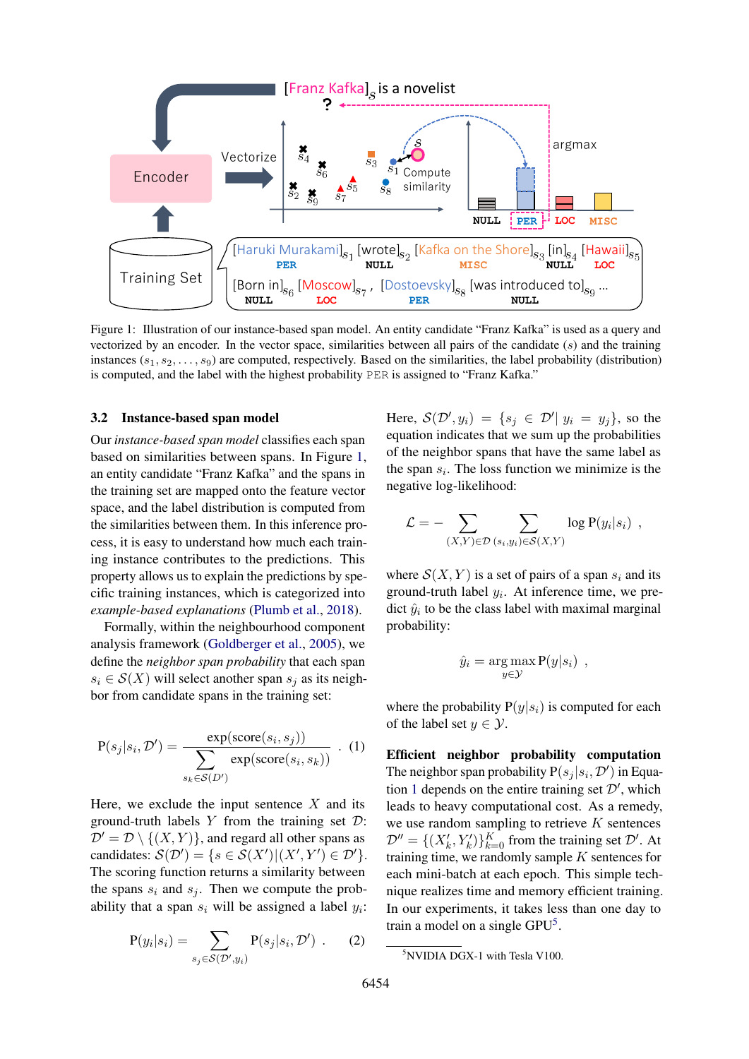Figure 1: Illustration of our instance-based span model. An entity candidate "Franz Kafka" is used as a query and vectorized by an encoder. In the vector space, similarities between all pairs of the candidate ($s$) and the training instances ($s_1, s_2, \ldots, s_9$) are computed, respectively. Based on the similarities, the label probability (distribution) is computed, and the label with the highest probability PER is assigned to "Franz Kafka."

### 3.2 Instance-based span model

Our *instance-based span model* classifies each span based on similarities between spans. In Figure 1, an entity candidate "Franz Kafka" and the spans in the training set are mapped onto the feature vector space, and the label distribution is computed from the similarities between them. In this inference process, it is easy to understand how much each training instance contributes to the predictions. This property allows us to explain the predictions by specific training instances, which is categorized into *example-based explanations* (Plumb et al., 2018).

Formally, within the neighbourhood component analysis framework (Goldberger et al., 2005), we define the *neighbor span probability* that each span $s_i \in \mathcal{S}(X)$ will select another span $s_j$ as its neighbor from candidate spans in the training set:

$$\mathrm{P}(s_j|s_i, \mathcal{D}') = \frac{\exp(\mathrm{score}(s_i, s_j))}{\sum_{s_k \in \mathcal{S}(\mathcal{D}')} \exp(\mathrm{score}(s_i, s_k))} \ . \quad (1)$$

Here, we exclude the input sentence $X$ and its ground-truth labels $Y$ from the training set $\mathcal{D}$: $\mathcal{D}' = \mathcal{D} \setminus \{(X, Y)\}$, and regard all other spans as candidates: $\mathcal{S}(\mathcal{D}') = \{s \in \mathcal{S}(X') | (X', Y') \in \mathcal{D}'\}$. The scoring function returns a similarity between the spans $s_i$ and $s_j$. Then we compute the probability that a span $s_i$ will be assigned a label $y_i$:

$$\mathrm{P}(y_i|s_i) = \sum_{s_j \in \mathcal{S}(\mathcal{D}', y_i)} \mathrm{P}(s_j|s_i, \mathcal{D}') \ . \quad (2)$$

Here, $\mathcal{S}(\mathcal{D}', y_i) = \{s_j \in \mathcal{D}' | \ y_i = y_j\}$, so the equation indicates that we sum up the probabilities of the neighbor spans that have the same label as the span $s_i$. The loss function we minimize is the negative log-likelihood:

$$\mathcal{L} = - \sum_{(X,Y) \in \mathcal{D}} \sum_{(s_i, y_i) \in \mathcal{S}(X,Y)} \log \mathrm{P}(y_i|s_i) \ ,$$

where $\mathcal{S}(X, Y)$ is a set of pairs of a span $s_i$ and its ground-truth label $y_i$. At inference time, we predict $\hat{y}_i$ to be the class label with maximal marginal probability:

$$\hat{y}_i = \arg\max_{y \in \mathcal{Y}} \mathrm{P}(y|s_i) \ ,$$

where the probability $\mathrm{P}(y|s_i)$ is computed for each of the label set $y \in \mathcal{Y}$.

**Efficient neighbor probability computation** The neighbor span probability $\mathrm{P}(s_j|s_i, \mathcal{D}')$ in Equation 1 depends on the entire training set $\mathcal{D}'$, which leads to heavy computational cost. As a remedy, we use random sampling to retrieve $K$ sentences $\mathcal{D}'' = \{(X'_k, Y'_k)\}_{k=0}^{K}$ from the training set $\mathcal{D}'$. At training time, we randomly sample $K$ sentences for each mini-batch at each epoch. This simple technique realizes time and memory efficient training. In our experiments, it takes less than one day to train a model on a single GPU[5].

[5] NVIDIA DGX-1 with Tesla V100.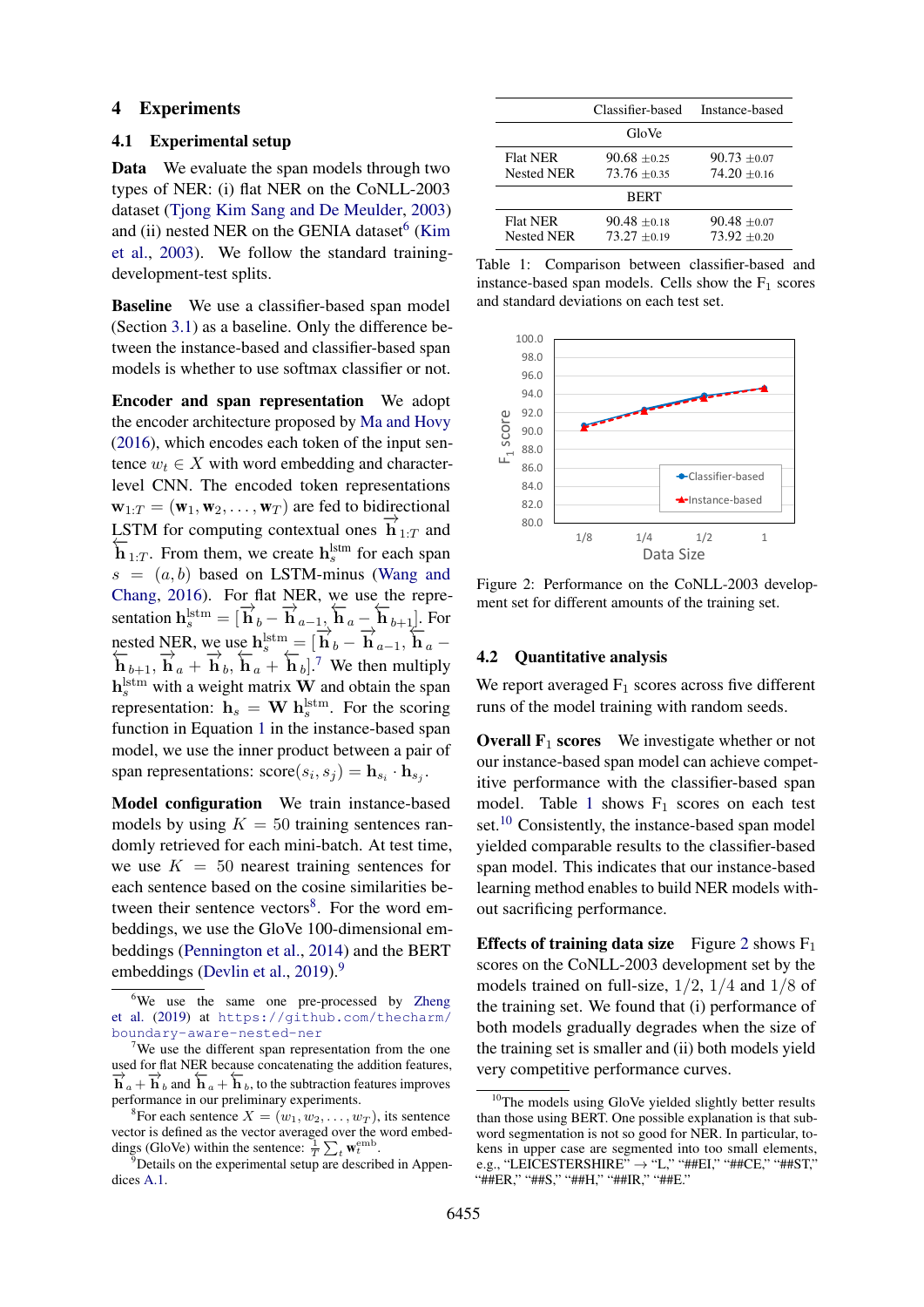## 4 Experiments

### 4.1 Experimental setup

**Data** We evaluate the span models through two types of NER: (i) flat NER on the CoNLL-2003 dataset (Tjong Kim Sang and De Meulder, 2003) and (ii) nested NER on the GENIA dataset[6] (Kim et al., 2003). We follow the standard training-development-test splits.

**Baseline** We use a classifier-based span model (Section 3.1) as a baseline. Only the difference between the instance-based and classifier-based span models is whether to use softmax classifier or not.

**Encoder and span representation** We adopt the encoder architecture proposed by Ma and Hovy (2016), which encodes each token of the input sentence $w_t \in X$ with word embedding and character-level CNN. The encoded token representations $\mathbf{w}_{1:T} = (\mathbf{w}_1, \mathbf{w}_2, \dots, \mathbf{w}_T)$ are fed to bidirectional LSTM for computing contextual ones $\overrightarrow{\mathbf{h}}_{1:T}$ and $\overleftarrow{\mathbf{h}}_{1:T}$. From them, we create $\mathbf{h}_s^{\text{lstm}}$ for each span $s = (a, b)$ based on LSTM-minus (Wang and Chang, 2016). For flat NER, we use the representation $\mathbf{h}_s^{\text{lstm}} = [\overrightarrow{\mathbf{h}}_b - \overrightarrow{\mathbf{h}}_{a-1}, \overleftarrow{\mathbf{h}}_a - \overleftarrow{\mathbf{h}}_{b+1}]$. For nested NER, we use $\mathbf{h}_s^{\text{lstm}} = [\overrightarrow{\mathbf{h}}_b - \overrightarrow{\mathbf{h}}_{a-1}, \overleftarrow{\mathbf{h}}_a - \overleftarrow{\mathbf{h}}_{b+1}, \overrightarrow{\mathbf{h}}_a + \overrightarrow{\mathbf{h}}_b, \overleftarrow{\mathbf{h}}_a + \overleftarrow{\mathbf{h}}_b]$.[7] We then multiply $\mathbf{h}_s^{\text{lstm}}$ with a weight matrix $\mathbf{W}$ and obtain the span representation: $\mathbf{h}_s = \mathbf{W}\,\mathbf{h}_s^{\text{lstm}}$. For the scoring function in Equation 1 in the instance-based span model, we use the inner product between a pair of span representations: $\text{score}(s_i, s_j) = \mathbf{h}_{s_i} \cdot \mathbf{h}_{s_j}$.

**Model configuration** We train instance-based models by using $K = 50$ training sentences randomly retrieved for each mini-batch. At test time, we use $K = 50$ nearest training sentences for each sentence based on the cosine similarities between their sentence vectors[8]. For the word embeddings, we use the GloVe 100-dimensional embeddings (Pennington et al., 2014) and the BERT embeddings (Devlin et al., 2019).[9]

[6] We use the same one pre-processed by Zheng et al. (2019) at https://github.com/thecharm/boundary-aware-nested-ner

[7] We use the different span representation from the one used for flat NER because concatenating the addition features, $\overrightarrow{\mathbf{h}}_a + \overrightarrow{\mathbf{h}}_b$ and $\overleftarrow{\mathbf{h}}_a + \overleftarrow{\mathbf{h}}_b$, to the subtraction features improves performance in our preliminary experiments.

[8] For each sentence $X = (w_1, w_2, \dots, w_T)$, its sentence vector is defined as the vector averaged over the word embeddings (GloVe) within the sentence: $\frac{1}{T}\sum_t \mathbf{w}_t^{\text{emb}}$.

[9] Details on the experimental setup are described in Appendices A.1.

| | Classifier-based | Instance-based |
|---|---|---|
| **GloVe** | | |
| Flat NER | 90.68 ±0.25 | 90.73 ±0.07 |
| Nested NER | 73.76 ±0.35 | 74.20 ±0.16 |
| **BERT** | | |
| Flat NER | 90.48 ±0.18 | 90.48 ±0.07 |
| Nested NER | 73.27 ±0.19 | 73.92 ±0.20 |

Table 1: Comparison between classifier-based and instance-based span models. Cells show the $F_1$ scores and standard deviations on each test set.

Figure 2: Performance on the CoNLL-2003 development set for different amounts of the training set.

### 4.2 Quantitative analysis

We report averaged $F_1$ scores across five different runs of the model training with random seeds.

**Overall $F_1$ scores** We investigate whether or not our instance-based span model can achieve competitive performance with the classifier-based span model. Table 1 shows $F_1$ scores on each test set.[10] Consistently, the instance-based span model yielded comparable results to the classifier-based span model. This indicates that our instance-based learning method enables to build NER models without sacrificing performance.

**Effects of training data size** Figure 2 shows $F_1$ scores on the CoNLL-2003 development set by the models trained on full-size, 1/2, 1/4 and 1/8 of the training set. We found that (i) performance of both models gradually degrades when the size of the training set is smaller and (ii) both models yield very competitive performance curves.

[10] The models using GloVe yielded slightly better results than those using BERT. One possible explanation is that subword segmentation is not so good for NER. In particular, tokens in upper case are segmented into too small elements, e.g., "LEICESTERSHIRE" → "L," "##EI," "##CE," "##ST," "##ER," "##S," "##H," "##IR," "##E."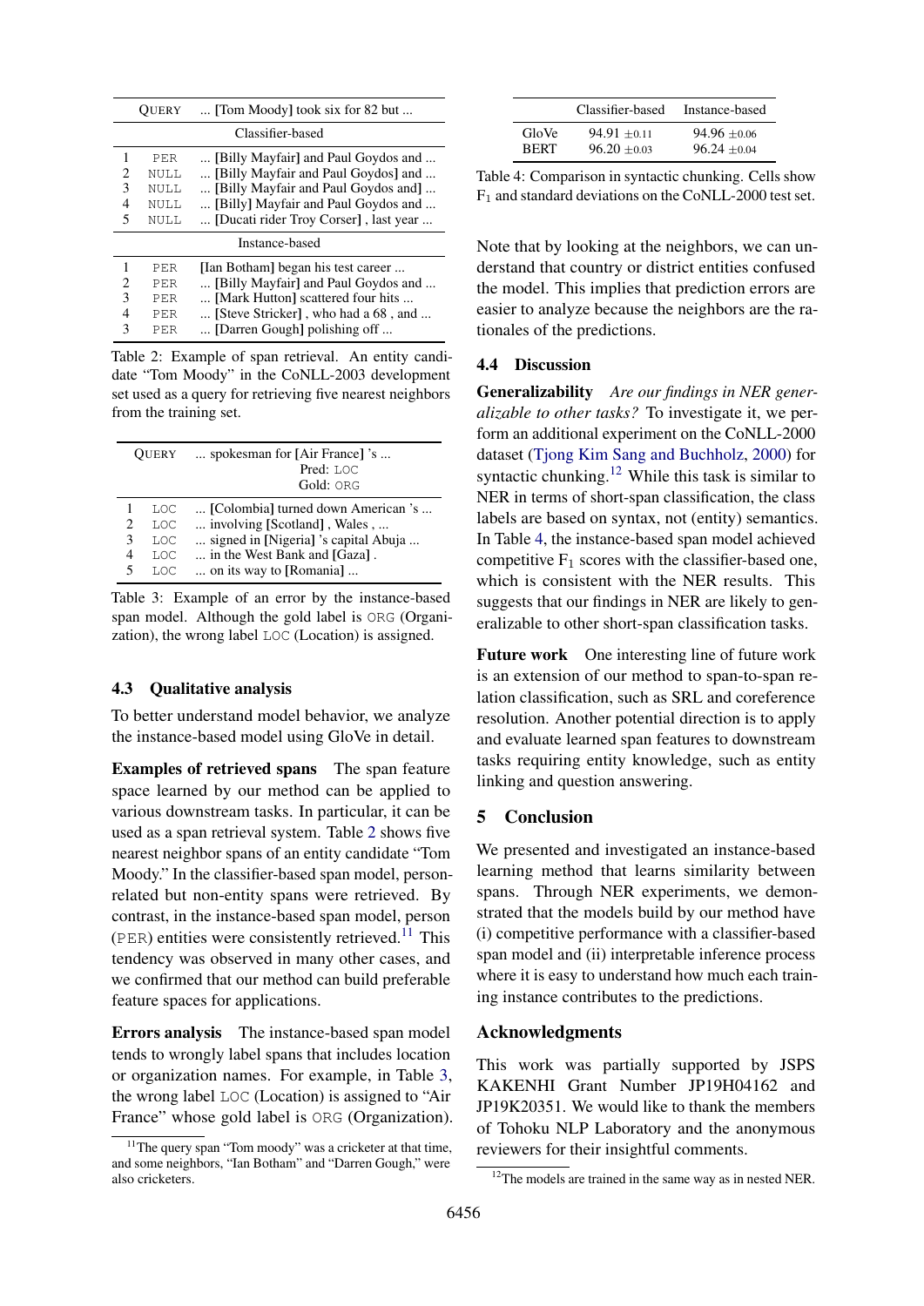| | QUERY | ... [Tom Moody] took six for 82 but ... |
|---|---|---|
| | | Classifier-based |
| 1 | PER | ... [Billy Mayfair] and Paul Goydos and ... |
| 2 | NULL | ... [Billy Mayfair and Paul Goydos] and ... |
| 3 | NULL | ... [Billy Mayfair and Paul Goydos and] ... |
| 4 | NULL | ... [Billy] Mayfair and Paul Goydos and ... |
| 5 | NULL | ... [Ducati rider Troy Corser] , last year ... |
| | | Instance-based |
| 1 | PER | [Ian Botham] began his test career ... |
| 2 | PER | ... [Billy Mayfair] and Paul Goydos and ... |
| 3 | PER | ... [Mark Hutton] scattered four hits ... |
| 4 | PER | ... [Steve Stricker] , who had a 68 , and ... |
| 3 | PER | ... [Darren Gough] polishing off ... |

Table 2: Example of span retrieval. An entity candidate "Tom Moody" in the CoNLL-2003 development set used as a query for retrieving five nearest neighbors from the training set.

| | QUERY | ... spokesman for [Air France] 's ... Pred: LOC Gold: ORG |
|---|---|---|
| 1 | LOC | ... [Colombia] turned down American 's ... |
| 2 | LOC | ... involving [Scotland] , Wales , ... |
| 3 | LOC | ... signed in [Nigeria] 's capital Abuja ... |
| 4 | LOC | ... in the West Bank and [Gaza] . |
| 5 | LOC | ... on its way to [Romania] ... |

Table 3: Example of an error by the instance-based span model. Although the gold label is ORG (Organization), the wrong label LOC (Location) is assigned.

### 4.3 Qualitative analysis

To better understand model behavior, we analyze the instance-based model using GloVe in detail.

**Examples of retrieved spans** The span feature space learned by our method can be applied to various downstream tasks. In particular, it can be used as a span retrieval system. Table 2 shows five nearest neighbor spans of an entity candidate "Tom Moody." In the classifier-based span model, person-related but non-entity spans were retrieved. By contrast, in the instance-based span model, person (PER) entities were consistently retrieved.[11] This tendency was observed in many other cases, and we confirmed that our method can build preferable feature spaces for applications.

**Errors analysis** The instance-based span model tends to wrongly label spans that includes location or organization names. For example, in Table 3, the wrong label LOC (Location) is assigned to "Air France" whose gold label is ORG (Organization).

[11] The query span "Tom moody" was a cricketer at that time, and some neighbors, "Ian Botham" and "Darren Gough," were also cricketers.

| | Classifier-based | Instance-based |
|---|---|---|
| GloVe | 94.91 $\pm 0.11$ | 94.96 $\pm 0.06$ |
| BERT | 96.20 $\pm 0.03$ | 96.24 $\pm 0.04$ |

Table 4: Comparison in syntactic chunking. Cells show $F_1$ and standard deviations on the CoNLL-2000 test set.

Note that by looking at the neighbors, we can understand that country or district entities confused the model. This implies that prediction errors are easier to analyze because the neighbors are the rationales of the predictions.

### 4.4 Discussion

**Generalizability** *Are our findings in NER generalizable to other tasks?* To investigate it, we perform an additional experiment on the CoNLL-2000 dataset (Tjong Kim Sang and Buchholz, 2000) for syntactic chunking.[12] While this task is similar to NER in terms of short-span classification, the class labels are based on syntax, not (entity) semantics. In Table 4, the instance-based span model achieved competitive $F_1$ scores with the classifier-based one, which is consistent with the NER results. This suggests that our findings in NER are likely to generalizable to other short-span classification tasks.

**Future work** One interesting line of future work is an extension of our method to span-to-span relation classification, such as SRL and coreference resolution. Another potential direction is to apply and evaluate learned span features to downstream tasks requiring entity knowledge, such as entity linking and question answering.

## 5 Conclusion

We presented and investigated an instance-based learning method that learns similarity between spans. Through NER experiments, we demonstrated that the models build by our method have (i) competitive performance with a classifier-based span model and (ii) interpretable inference process where it is easy to understand how much each training instance contributes to the predictions.

## Acknowledgments

This work was partially supported by JSPS KAKENHI Grant Number JP19H04162 and JP19K20351. We would like to thank the members of Tohoku NLP Laboratory and the anonymous reviewers for their insightful comments.

[12] The models are trained in the same way as in nested NER.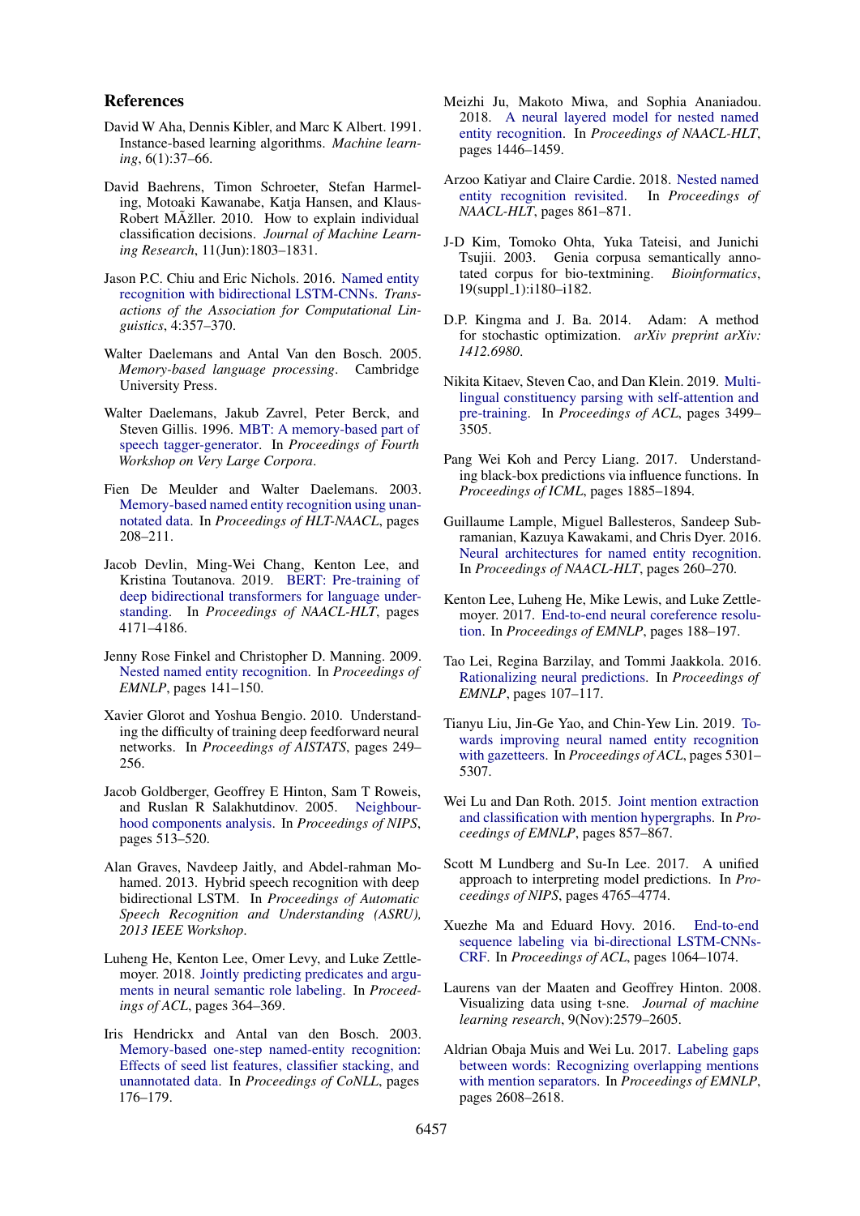## References

David W Aha, Dennis Kibler, and Marc K Albert. 1991. Instance-based learning algorithms. *Machine learning*, 6(1):37–66.

David Baehrens, Timon Schroeter, Stefan Harmeling, Motoaki Kawanabe, Katja Hansen, and Klaus-Robert MÃžller. 2010. How to explain individual classification decisions. *Journal of Machine Learning Research*, 11(Jun):1803–1831.

Jason P.C. Chiu and Eric Nichols. 2016. Named entity recognition with bidirectional LSTM-CNNs. *Transactions of the Association for Computational Linguistics*, 4:357–370.

Walter Daelemans and Antal Van den Bosch. 2005. *Memory-based language processing*. Cambridge University Press.

Walter Daelemans, Jakub Zavrel, Peter Berck, and Steven Gillis. 1996. MBT: A memory-based part of speech tagger-generator. In *Proceedings of Fourth Workshop on Very Large Corpora*.

Fien De Meulder and Walter Daelemans. 2003. Memory-based named entity recognition using unannotated data. In *Proceedings of HLT-NAACL*, pages 208–211.

Jacob Devlin, Ming-Wei Chang, Kenton Lee, and Kristina Toutanova. 2019. BERT: Pre-training of deep bidirectional transformers for language understanding. In *Proceedings of NAACL-HLT*, pages 4171–4186.

Jenny Rose Finkel and Christopher D. Manning. 2009. Nested named entity recognition. In *Proceedings of EMNLP*, pages 141–150.

Xavier Glorot and Yoshua Bengio. 2010. Understanding the difficulty of training deep feedforward neural networks. In *Proceedings of AISTATS*, pages 249–256.

Jacob Goldberger, Geoffrey E Hinton, Sam T Roweis, and Ruslan R Salakhutdinov. 2005. Neighbourhood components analysis. In *Proceedings of NIPS*, pages 513–520.

Alan Graves, Navdeep Jaitly, and Abdel-rahman Mohamed. 2013. Hybrid speech recognition with deep bidirectional LSTM. In *Proceedings of Automatic Speech Recognition and Understanding (ASRU), 2013 IEEE Workshop*.

Luheng He, Kenton Lee, Omer Levy, and Luke Zettlemoyer. 2018. Jointly predicting predicates and arguments in neural semantic role labeling. In *Proceedings of ACL*, pages 364–369.

Iris Hendrickx and Antal van den Bosch. 2003. Memory-based one-step named-entity recognition: Effects of seed list features, classifier stacking, and unannotated data. In *Proceedings of CoNLL*, pages 176–179.

Meizhi Ju, Makoto Miwa, and Sophia Ananiadou. 2018. A neural layered model for nested named entity recognition. In *Proceedings of NAACL-HLT*, pages 1446–1459.

Arzoo Katiyar and Claire Cardie. 2018. Nested named entity recognition revisited. In *Proceedings of NAACL-HLT*, pages 861–871.

J-D Kim, Tomoko Ohta, Yuka Tateisi, and Junichi Tsujii. 2003. Genia corpusa semantically annotated corpus for bio-textmining. *Bioinformatics*, 19(suppl_1):i180–i182.

D.P. Kingma and J. Ba. 2014. Adam: A method for stochastic optimization. *arXiv preprint arXiv:1412.6980*.

Nikita Kitaev, Steven Cao, and Dan Klein. 2019. Multilingual constituency parsing with self-attention and pre-training. In *Proceedings of ACL*, pages 3499–3505.

Pang Wei Koh and Percy Liang. 2017. Understanding black-box predictions via influence functions. In *Proceedings of ICML*, pages 1885–1894.

Guillaume Lample, Miguel Ballesteros, Sandeep Subramanian, Kazuya Kawakami, and Chris Dyer. 2016. Neural architectures for named entity recognition. In *Proceedings of NAACL-HLT*, pages 260–270.

Kenton Lee, Luheng He, Mike Lewis, and Luke Zettlemoyer. 2017. End-to-end neural coreference resolution. In *Proceedings of EMNLP*, pages 188–197.

Tao Lei, Regina Barzilay, and Tommi Jaakkola. 2016. Rationalizing neural predictions. In *Proceedings of EMNLP*, pages 107–117.

Tianyu Liu, Jin-Ge Yao, and Chin-Yew Lin. 2019. Towards improving neural named entity recognition with gazetteers. In *Proceedings of ACL*, pages 5301–5307.

Wei Lu and Dan Roth. 2015. Joint mention extraction and classification with mention hypergraphs. In *Proceedings of EMNLP*, pages 857–867.

Scott M Lundberg and Su-In Lee. 2017. A unified approach to interpreting model predictions. In *Proceedings of NIPS*, pages 4765–4774.

Xuezhe Ma and Eduard Hovy. 2016. End-to-end sequence labeling via bi-directional LSTM-CNNs-CRF. In *Proceedings of ACL*, pages 1064–1074.

Laurens van der Maaten and Geoffrey Hinton. 2008. Visualizing data using t-sne. *Journal of machine learning research*, 9(Nov):2579–2605.

Aldrian Obaja Muis and Wei Lu. 2017. Labeling gaps between words: Recognizing overlapping mentions with mention separators. In *Proceedings of EMNLP*, pages 2608–2618.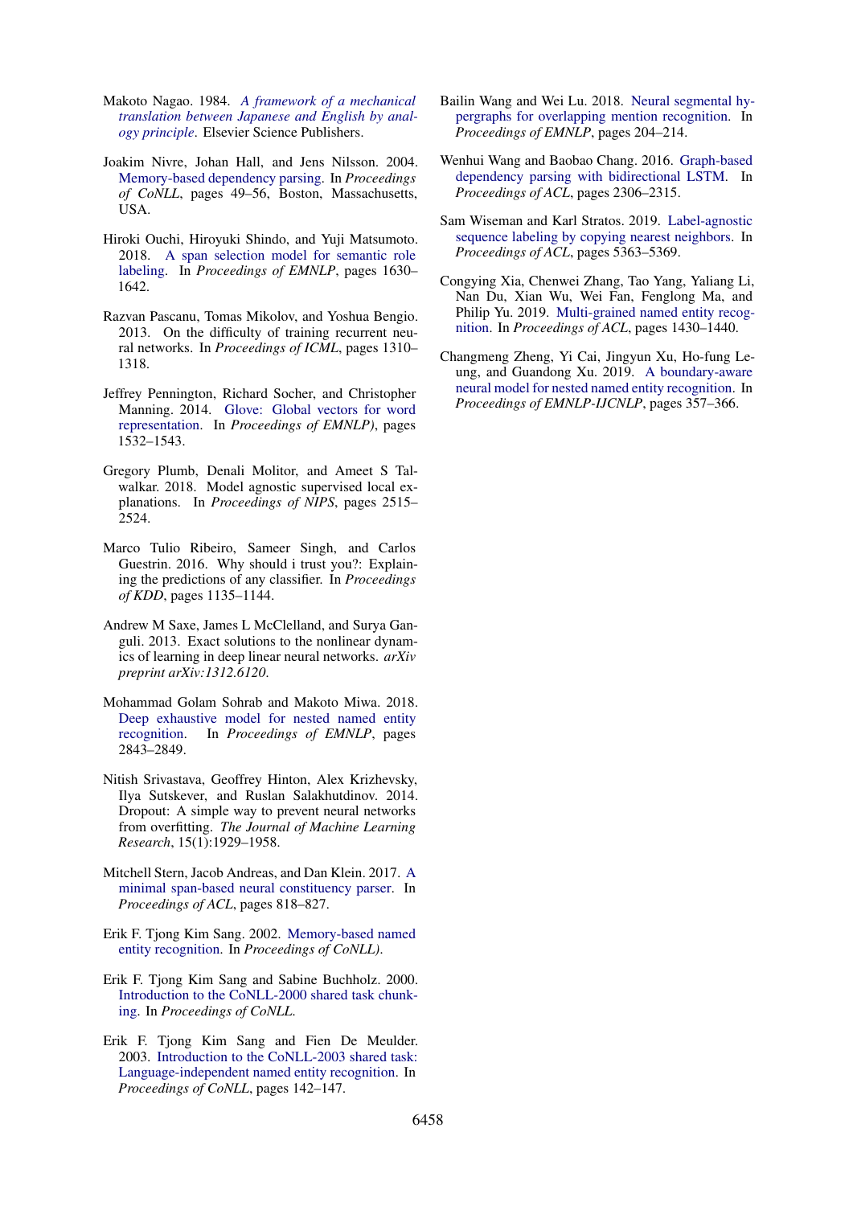Makoto Nagao. 1984. *A framework of a mechanical translation between Japanese and English by analogy principle*. Elsevier Science Publishers.

Joakim Nivre, Johan Hall, and Jens Nilsson. 2004. Memory-based dependency parsing. In *Proceedings of CoNLL*, pages 49–56, Boston, Massachusetts, USA.

Hiroki Ouchi, Hiroyuki Shindo, and Yuji Matsumoto. 2018. A span selection model for semantic role labeling. In *Proceedings of EMNLP*, pages 1630–1642.

Razvan Pascanu, Tomas Mikolov, and Yoshua Bengio. 2013. On the difficulty of training recurrent neural networks. In *Proceedings of ICML*, pages 1310–1318.

Jeffrey Pennington, Richard Socher, and Christopher Manning. 2014. Glove: Global vectors for word representation. In *Proceedings of EMNLP)*, pages 1532–1543.

Gregory Plumb, Denali Molitor, and Ameet S Talwalkar. 2018. Model agnostic supervised local explanations. In *Proceedings of NIPS*, pages 2515–2524.

Marco Tulio Ribeiro, Sameer Singh, and Carlos Guestrin. 2016. Why should i trust you?: Explaining the predictions of any classifier. In *Proceedings of KDD*, pages 1135–1144.

Andrew M Saxe, James L McClelland, and Surya Ganguli. 2013. Exact solutions to the nonlinear dynamics of learning in deep linear neural networks. *arXiv preprint arXiv:1312.6120*.

Mohammad Golam Sohrab and Makoto Miwa. 2018. Deep exhaustive model for nested named entity recognition. In *Proceedings of EMNLP*, pages 2843–2849.

Nitish Srivastava, Geoffrey Hinton, Alex Krizhevsky, Ilya Sutskever, and Ruslan Salakhutdinov. 2014. Dropout: A simple way to prevent neural networks from overfitting. *The Journal of Machine Learning Research*, 15(1):1929–1958.

Mitchell Stern, Jacob Andreas, and Dan Klein. 2017. A minimal span-based neural constituency parser. In *Proceedings of ACL*, pages 818–827.

Erik F. Tjong Kim Sang. 2002. Memory-based named entity recognition. In *Proceedings of CoNLL)*.

Erik F. Tjong Kim Sang and Sabine Buchholz. 2000. Introduction to the CoNLL-2000 shared task chunking. In *Proceedings of CoNLL*.

Erik F. Tjong Kim Sang and Fien De Meulder. 2003. Introduction to the CoNLL-2003 shared task: Language-independent named entity recognition. In *Proceedings of CoNLL*, pages 142–147.

Bailin Wang and Wei Lu. 2018. Neural segmental hypergraphs for overlapping mention recognition. In *Proceedings of EMNLP*, pages 204–214.

Wenhui Wang and Baobao Chang. 2016. Graph-based dependency parsing with bidirectional LSTM. In *Proceedings of ACL*, pages 2306–2315.

Sam Wiseman and Karl Stratos. 2019. Label-agnostic sequence labeling by copying nearest neighbors. In *Proceedings of ACL*, pages 5363–5369.

Congying Xia, Chenwei Zhang, Tao Yang, Yaliang Li, Nan Du, Xian Wu, Wei Fan, Fenglong Ma, and Philip Yu. 2019. Multi-grained named entity recognition. In *Proceedings of ACL*, pages 1430–1440.

Changmeng Zheng, Yi Cai, Jingyun Xu, Ho-fung Leung, and Guandong Xu. 2019. A boundary-aware neural model for nested named entity recognition. In *Proceedings of EMNLP-IJCNLP*, pages 357–366.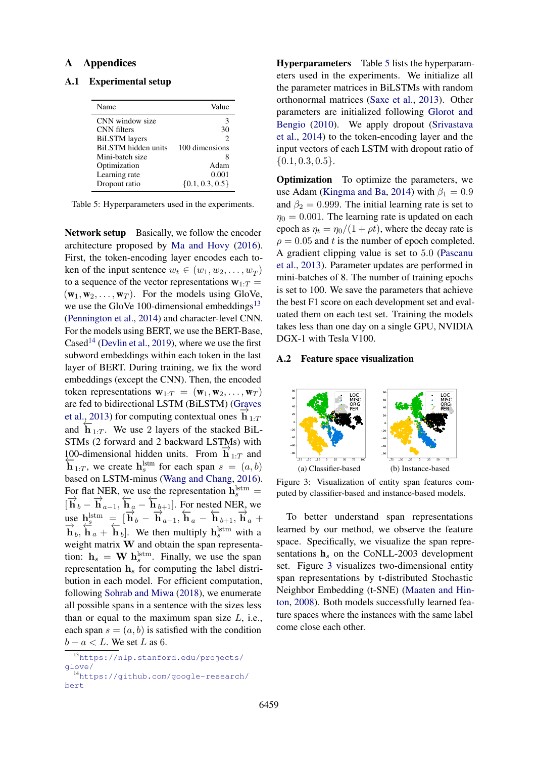# A Appendices

## A.1 Experimental setup

| Name | Value |
|---|---|
| CNN window size | 3 |
| CNN filters | 30 |
| BiLSTM layers | 2 |
| BiLSTM hidden units | 100 dimensions |
| Mini-batch size | 8 |
| Optimization | Adam |
| Learning rate | 0.001 |
| Dropout ratio | {0.1, 0.3, 0.5} |

Table 5: Hyperparameters used in the experiments.

**Network setup** Basically, we follow the encoder architecture proposed by Ma and Hovy (2016). First, the token-encoding layer encodes each token of the input sentence $w_t \in (w_1, w_2, \dots, w_T)$ to a sequence of the vector representations $\mathbf{w}_{1:T} = (\mathbf{w}_1, \mathbf{w}_2, \dots, \mathbf{w}_T)$. For the models using GloVe, we use the GloVe 100-dimensional embeddings[13] (Pennington et al., 2014) and character-level CNN. For the models using BERT, we use the BERT-Base, Cased[14] (Devlin et al., 2019), where we use the first subword embeddings within each token in the last layer of BERT. During training, we fix the word embeddings (except the CNN). Then, the encoded token representations $\mathbf{w}_{1:T} = (\mathbf{w}_1, \mathbf{w}_2, \dots, \mathbf{w}_T)$ are fed to bidirectional LSTM (BiLSTM) (Graves et al., 2013) for computing contextual ones $\overrightarrow{\mathbf{h}}_{1:T}$ and $\overleftarrow{\mathbf{h}}_{1:T}$. We use 2 layers of the stacked BiLSTMs (2 forward and 2 backward LSTMs) with 100-dimensional hidden units. From $\overrightarrow{\mathbf{h}}_{1:T}$ and $\overleftarrow{\mathbf{h}}_{1:T}$, we create $\mathbf{h}_s^{\text{lstm}}$ for each span $s = (a, b)$ based on LSTM-minus (Wang and Chang, 2016). For flat NER, we use the representation $\mathbf{h}_s^{\text{lstm}} = [\overrightarrow{\mathbf{h}}_b - \overrightarrow{\mathbf{h}}_{a-1}, \overleftarrow{\mathbf{h}}_a - \overleftarrow{\mathbf{h}}_{b+1}]$. For nested NER, we use $\mathbf{h}_s^{\text{lstm}} = [\overrightarrow{\mathbf{h}}_b - \overrightarrow{\mathbf{h}}_{a-1}, \overleftarrow{\mathbf{h}}_a - \overleftarrow{\mathbf{h}}_{b+1}, \overrightarrow{\mathbf{h}}_a + \overrightarrow{\mathbf{h}}_b, \overleftarrow{\mathbf{h}}_a + \overleftarrow{\mathbf{h}}_b]$. We then multiply $\mathbf{h}_s^{\text{lstm}}$ with a weight matrix $\mathbf{W}$ and obtain the span representation: $\mathbf{h}_s = \mathbf{W}\, \mathbf{h}_s^{\text{lstm}}$. Finally, we use the span representation $\mathbf{h}_s$ for computing the label distribution in each model. For efficient computation, following Sohrab and Miwa (2018), we enumerate all possible spans in a sentence with the sizes less than or equal to the maximum span size $L$, i.e., each span $s = (a, b)$ is satisfied with the condition $b - a < L$. We set $L$ as 6.

[13] https://nlp.stanford.edu/projects/glove/

[14] https://github.com/google-research/bert

**Hyperparameters** Table 5 lists the hyperparameters used in the experiments. We initialize all the parameter matrices in BiLSTMs with random orthonormal matrices (Saxe et al., 2013). Other parameters are initialized following Glorot and Bengio (2010). We apply dropout (Srivastava et al., 2014) to the token-encoding layer and the input vectors of each LSTM with dropout ratio of $\{0.1, 0.3, 0.5\}$.

**Optimization** To optimize the parameters, we use Adam (Kingma and Ba, 2014) with $\beta_1 = 0.9$ and $\beta_2 = 0.999$. The initial learning rate is set to $\eta_0 = 0.001$. The learning rate is updated on each epoch as $\eta_t = \eta_0/(1 + \rho t)$, where the decay rate is $\rho = 0.05$ and $t$ is the number of epoch completed. A gradient clipping value is set to 5.0 (Pascanu et al., 2013). Parameter updates are performed in mini-batches of 8. The number of training epochs is set to 100. We save the parameters that achieve the best F1 score on each development set and evaluated them on each test set. Training the models takes less than one day on a single GPU, NVIDIA DGX-1 with Tesla V100.

## A.2 Feature space visualization

LOC
MISC
ORG
PER

(a) Classifier-based

LOC
MISC
ORG
PER

(b) Instance-based

Figure 3: Visualization of entity span features computed by classifier-based and instance-based models.

To better understand span representations learned by our method, we observe the feature space. Specifically, we visualize the span representations $\mathbf{h}_s$ on the CoNLL-2003 development set. Figure 3 visualizes two-dimensional entity span representations by t-distributed Stochastic Neighbor Embedding (t-SNE) (Maaten and Hinton, 2008). Both models successfully learned feature spaces where the instances with the same label come close each other.